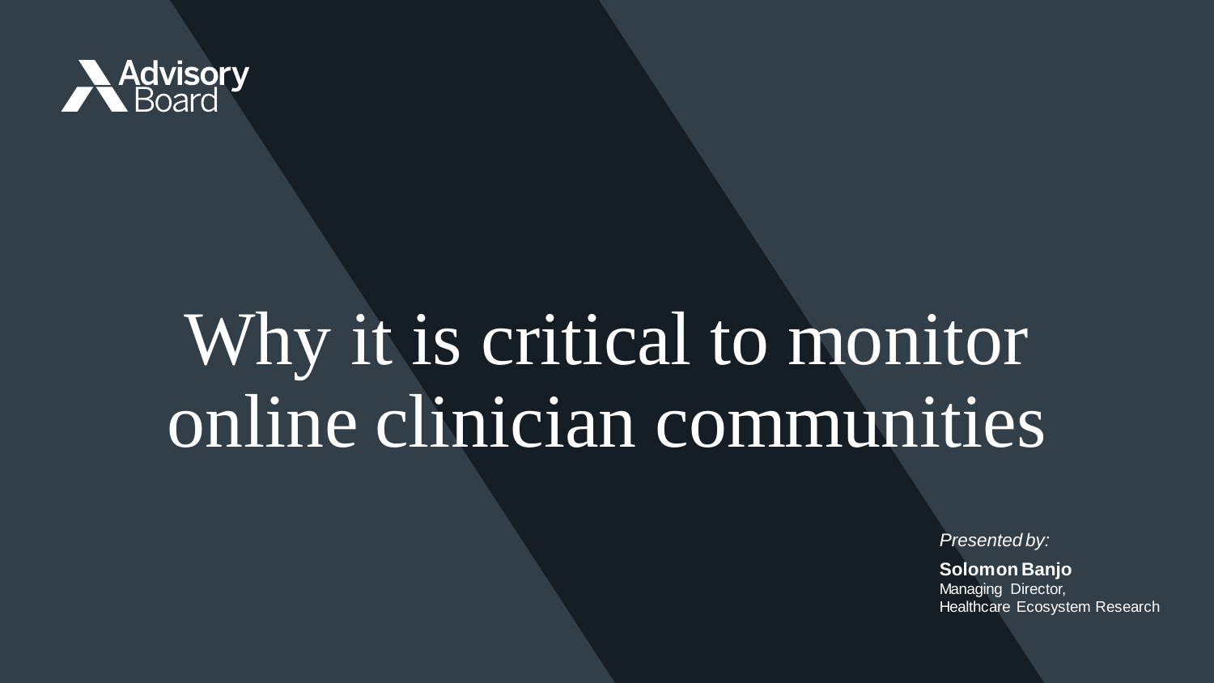Advisory Board

# Why it is critical to monitor online clinician communities

*Presented by:*

**Solomon Banjo**
Managing Director,
Healthcare Ecosystem Research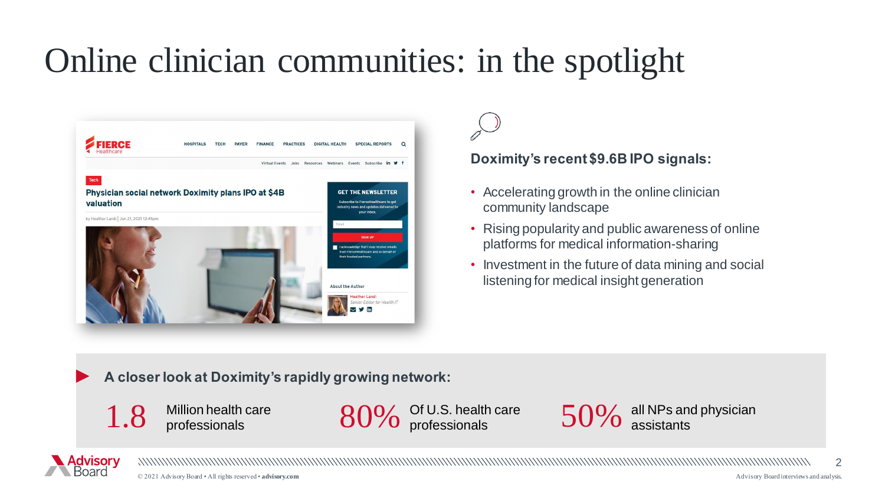# Online clinician communities: in the spotlight

**Doximity's recent $9.6B IPO signals:**

- Accelerating growth in the online clinician community landscape
- Rising popularity and public awareness of online platforms for medical information-sharing
- Investment in the future of data mining and social listening for medical insight generation

**A closer look at Doximity's rapidly growing network:**

| | |
|---|---|
| 1.8 | Million health care professionals |
| 80% | Of U.S. health care professionals |
| 50% | all NPs and physician assistants |

Advisory Board interviews and analysis.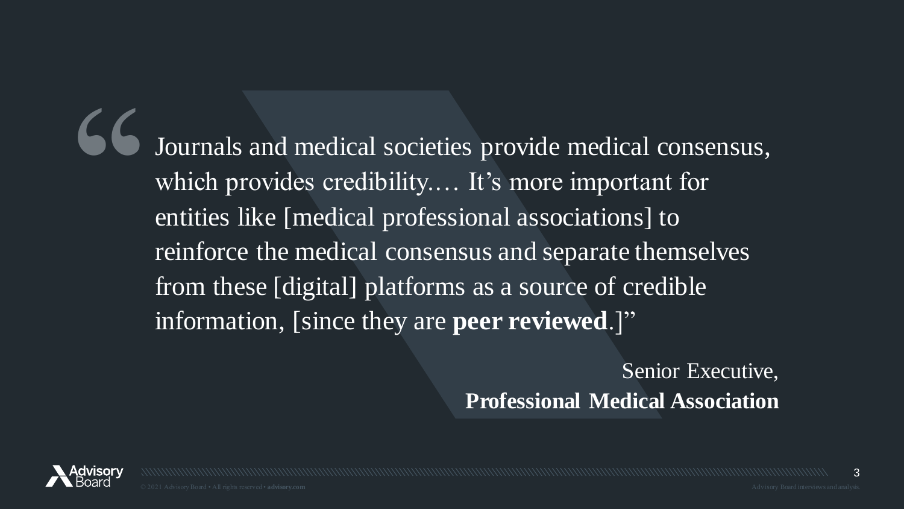> "Journals and medical societies provide medical consensus, which provides credibility.… It's more important for entities like [medical professional associations] to reinforce the medical consensus and separate themselves from these [digital] platforms as a source of credible information, [since they are **peer reviewed**.]"

Senior Executive,
**Professional Medical Association**

© 2021 Advisory Board • All rights reserved • **advisory.com**

Advisory Board interviews and analysis.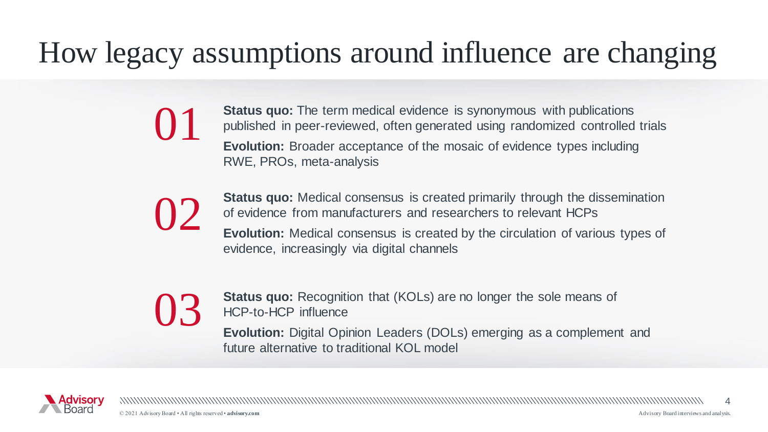# How legacy assumptions around influence are changing

**01**

**Status quo:** The term medical evidence is synonymous with publications published in peer-reviewed, often generated using randomized controlled trials

**Evolution:** Broader acceptance of the mosaic of evidence types including RWE, PROs, meta-analysis

**02**

**Status quo:** Medical consensus is created primarily through the dissemination of evidence from manufacturers and researchers to relevant HCPs

**Evolution:** Medical consensus is created by the circulation of various types of evidence, increasingly via digital channels

**03**

**Status quo:** Recognition that (KOLs) are no longer the sole means of HCP-to-HCP influence

**Evolution:** Digital Opinion Leaders (DOLs) emerging as a complement and future alternative to traditional KOL model

Advisory Board interviews and analysis.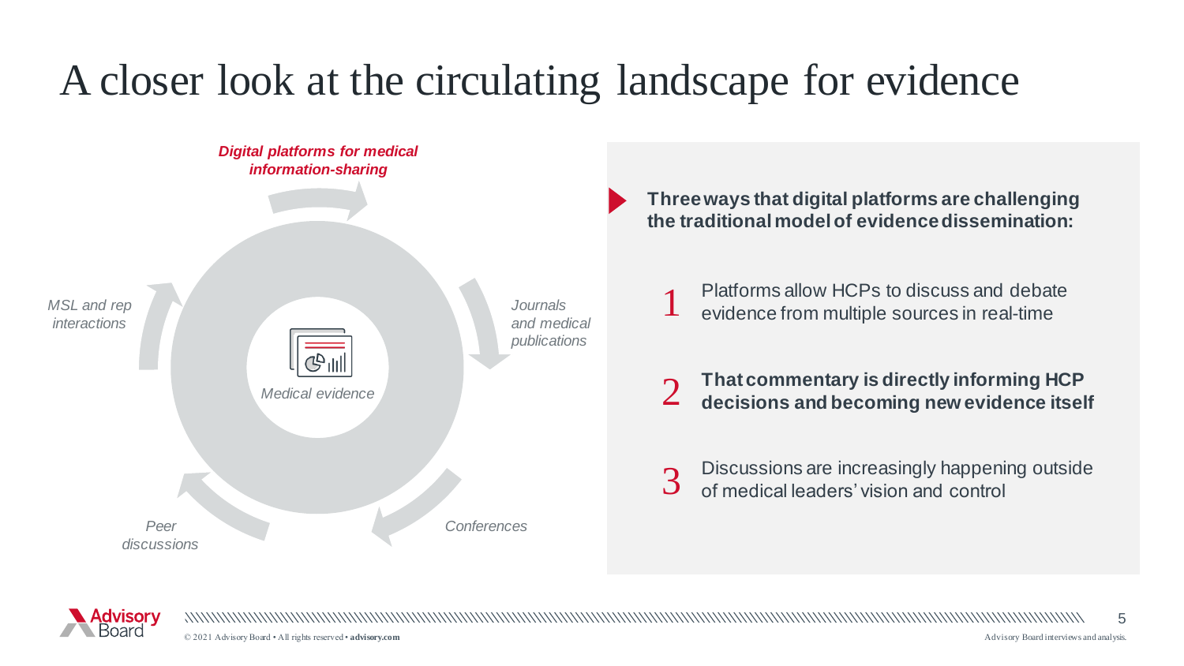# A closer look at the circulating landscape for evidence

***Digital platforms for medical information-sharing***

*Journals and medical publications*

*Conferences*

*Peer discussions*

*MSL and rep interactions*

*Medical evidence*

**Three ways that digital platforms are challenging the traditional model of evidence dissemination:**

1. Platforms allow HCPs to discuss and debate evidence from multiple sources in real-time
2. **That commentary is directly informing HCP decisions and becoming new evidence itself**
3. Discussions are increasingly happening outside of medical leaders' vision and control

Advisory Board interviews and analysis.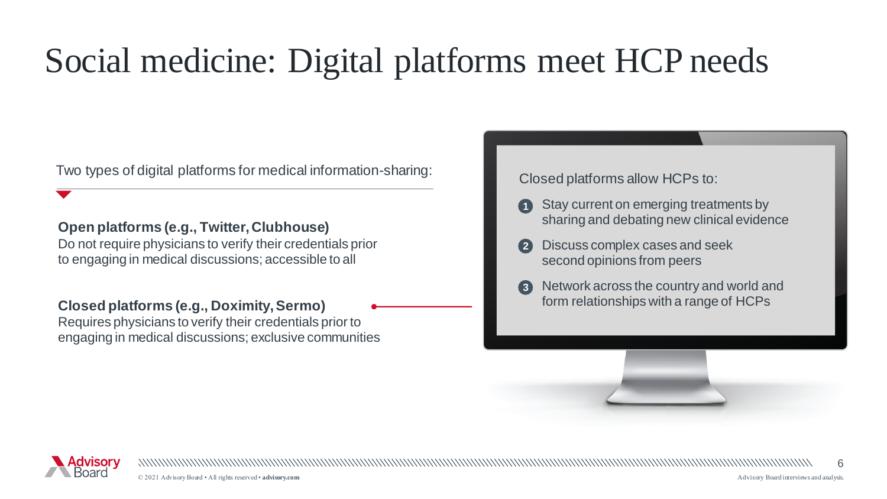# Social medicine: Digital platforms meet HCP needs

Two types of digital platforms for medical information-sharing:

**Open platforms (e.g., Twitter, Clubhouse)**
Do not require physicians to verify their credentials prior to engaging in medical discussions; accessible to all

**Closed platforms (e.g., Doximity, Sermo)**
Requires physicians to verify their credentials prior to engaging in medical discussions; exclusive communities

Closed platforms allow HCPs to:

1. Stay current on emerging treatments by sharing and debating new clinical evidence
2. Discuss complex cases and seek second opinions from peers
3. Network across the country and world and form relationships with a range of HCPs

Advisory Board interviews and analysis.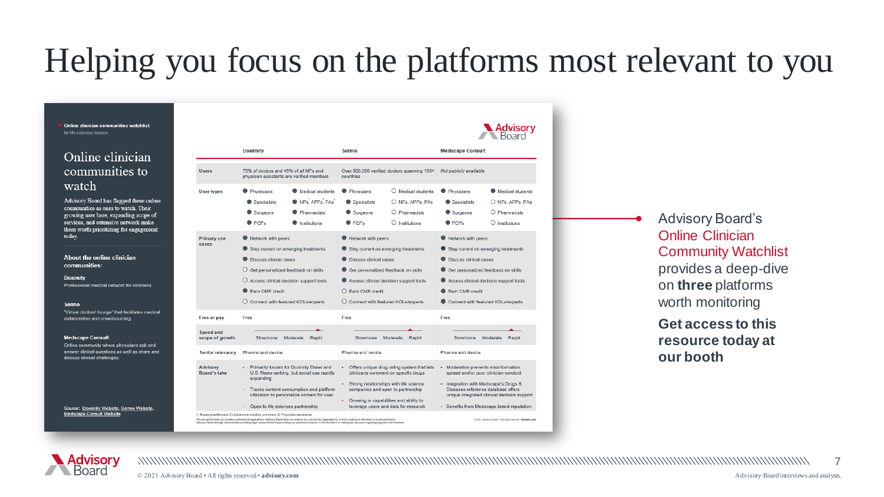# Helping you focus on the platforms most relevant to you

Online clinician communities watchlist
for life sciences leaders

## Online clinician communities to watch

Advisory Board has flagged these online communities as ones to watch. Their growing user base, expanding scope of services, and extensive network make them worth prioritizing for engagement today.

**About the online clinician communities:**

**Doximity**
Professional medical network for clinicians.

**Sermo**
"Virtual doctors' lounge" that facilitates medical collaboration and crowdsourcing.

**Medscape Consult**
Online community where physicians ask and answer clinical questions as well as share and discuss clinical challenges.

Source: Doximity Website, Sermo Website, Medscape Consult Website

| | Doximity | Sermo | Medscape Consult |
|---|---|---|---|
| Users | 75% of doctors and 45% of all NPs and physician assistants are verified members | Over 800,000 verified doctors spanning 150+ countries | *Not publicly available* |
| User types | ● Physicians ● Medical students ● Specialists ● NPs[1], APPs[2], PAs[3] ● Surgeons ● Pharmacists ● PCPs ● Institutions | ● Physicians ○ Medical students ● Specialists ○ NPs, APPs, PAs ● Surgeons ○ Pharmacists ● PCPs ○ Institutions | ● Physicians ● Medical students ● Specialists ○ NPs, APPs, PAs ● Surgeons ○ Pharmacists ● PCPs ○ Institutions |
| Primary use cases | ● Network with peers ● Stay current on emerging treatments ● Discuss clinical cases ○ Get personalized feedback on skills ○ Access clinical decision support tools ● Earn CME credit ○ Connect with featured KOLs/experts | ● Network with peers ● Stay current on emerging treatments ● Discuss clinical cases ● Get personalized feedback on skills ● Access clinical decision support tools ○ Earn CME credit ○ Connect with featured KOLs/experts | ● Network with peers ● Stay current on emerging treatments ● Discuss clinical cases ● Get personalized feedback on skills ● Access clinical decision support tools ● Earn CME credit ● Connect with featured KOLs/experts |
| Free or pay | Free | Free | Free |
| Speed and scope of growth | Slow/none – Moderate – Rapid (Rapid) | Slow/none – Moderate – Rapid (Rapid) | Slow/none – Moderate – Rapid (Rapid) |
| Sector relevancy | Pharma and device | Pharma and device | Pharma and device |
| Advisory Board's take | • Primarily known for Doximity Dialer and U.S. News ranking, but social use rapidly expanding • Tracks content consumption and platform utilization to personalize content for user • Open to life sciences partnership | • Offers unique drug rating system that lets clinicians comment on specific drugs • Strong relationships with life science companies and open to partnership • Growing in capabilities and ability to leverage users and data for research | • Moderation prevents misinformation spread and/or poor clinician conduct • Integration with Medscape's Drugs & Diseases reference database offers unique integrated clinical decision support • Benefits from Medscape brand reputation |

1) Nurse practitioners 2) Advanced practice providers 3) Physician assistants

Advisory Board's **Online Clinician Community Watchlist** provides a deep-dive on **three** platforms worth monitoring

**Get access to this resource today at our booth**

Advisory Board interviews and analysis.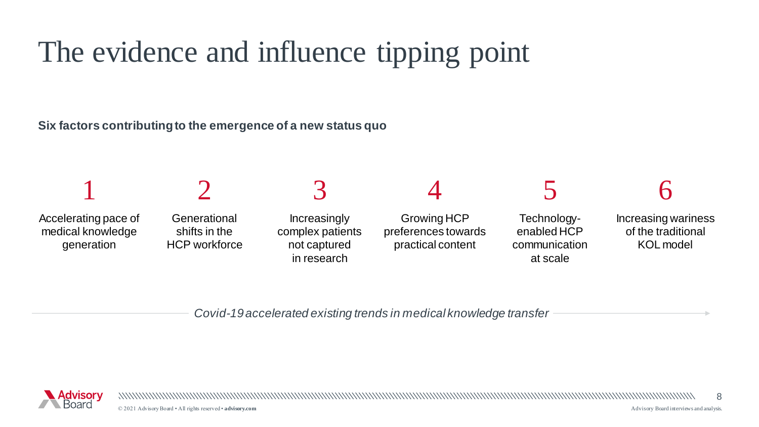# The evidence and influence tipping point

**Six factors contributing to the emergence of a new status quo**

1. Accelerating pace of medical knowledge generation
2. Generational shifts in the HCP workforce
3. Increasingly complex patients not captured in research
4. Growing HCP preferences towards practical content
5. Technology-enabled HCP communication at scale
6. Increasing wariness of the traditional KOL model

*Covid-19 accelerated existing trends in medical knowledge transfer*

Advisory Board interviews and analysis.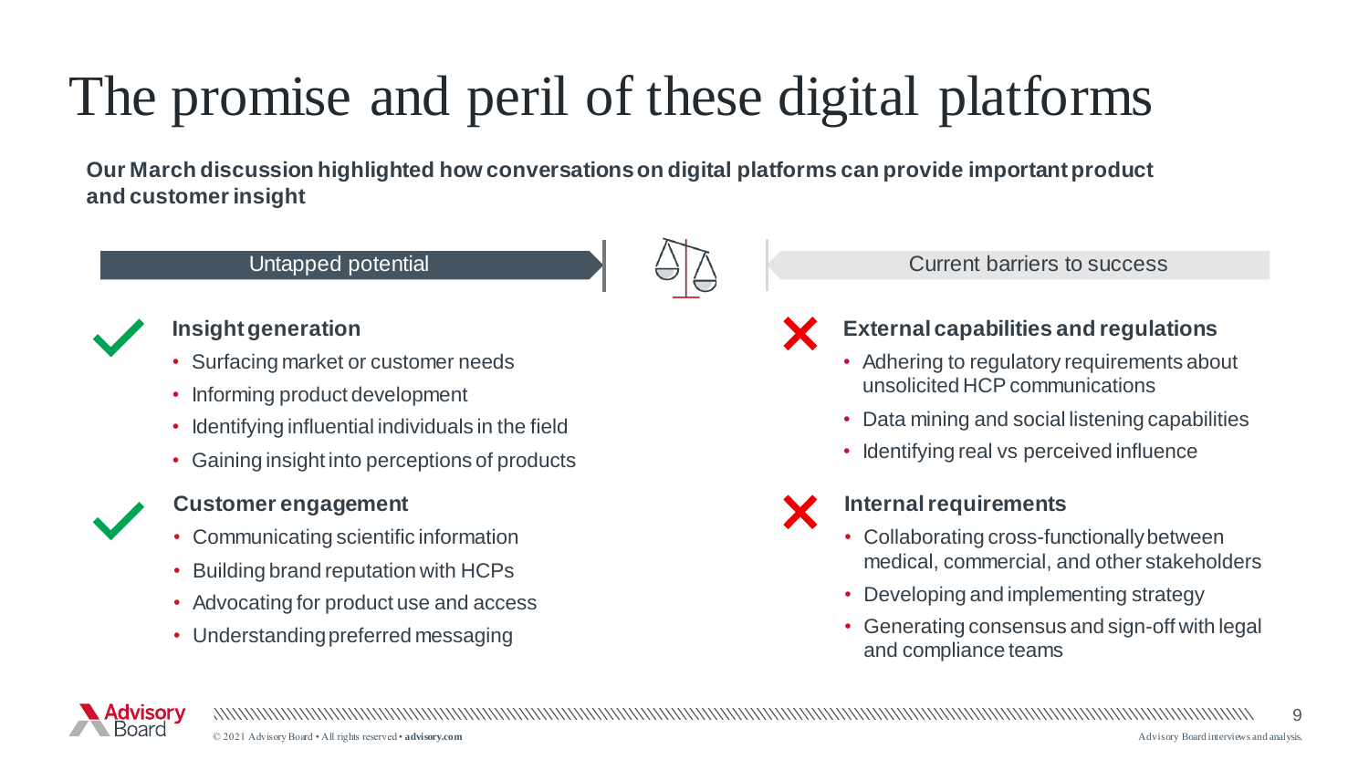# The promise and peril of these digital platforms

**Our March discussion highlighted how conversations on digital platforms can provide important product and customer insight**

## Untapped potential

### Insight generation

- Surfacing market or customer needs
- Informing product development
- Identifying influential individuals in the field
- Gaining insight into perceptions of products

### Customer engagement

- Communicating scientific information
- Building brand reputation with HCPs
- Advocating for product use and access
- Understanding preferred messaging

## Current barriers to success

### External capabilities and regulations

- Adhering to regulatory requirements about unsolicited HCP communications
- Data mining and social listening capabilities
- Identifying real vs perceived influence

### Internal requirements

- Collaborating cross-functionally between medical, commercial, and other stakeholders
- Developing and implementing strategy
- Generating consensus and sign-off with legal and compliance teams

Advisory Board interviews and analysis.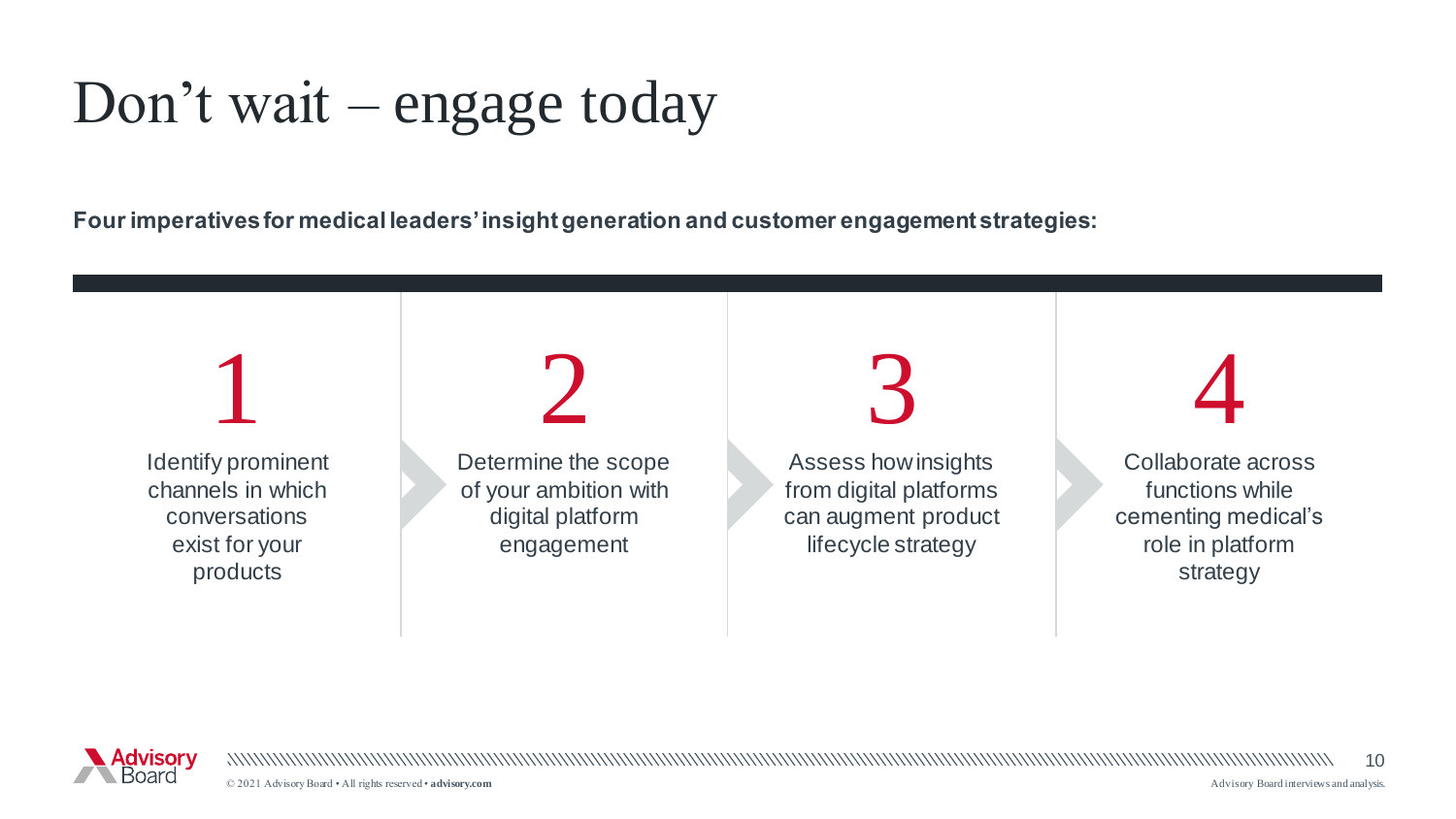# Don’t wait – engage today

**Four imperatives for medical leaders’ insight generation and customer engagement strategies:**

1. Identify prominent channels in which conversations exist for your products
2. Determine the scope of your ambition with digital platform engagement
3. Assess how insights from digital platforms can augment product lifecycle strategy
4. Collaborate across functions while cementing medical’s role in platform strategy

Advisory Board interviews and analysis.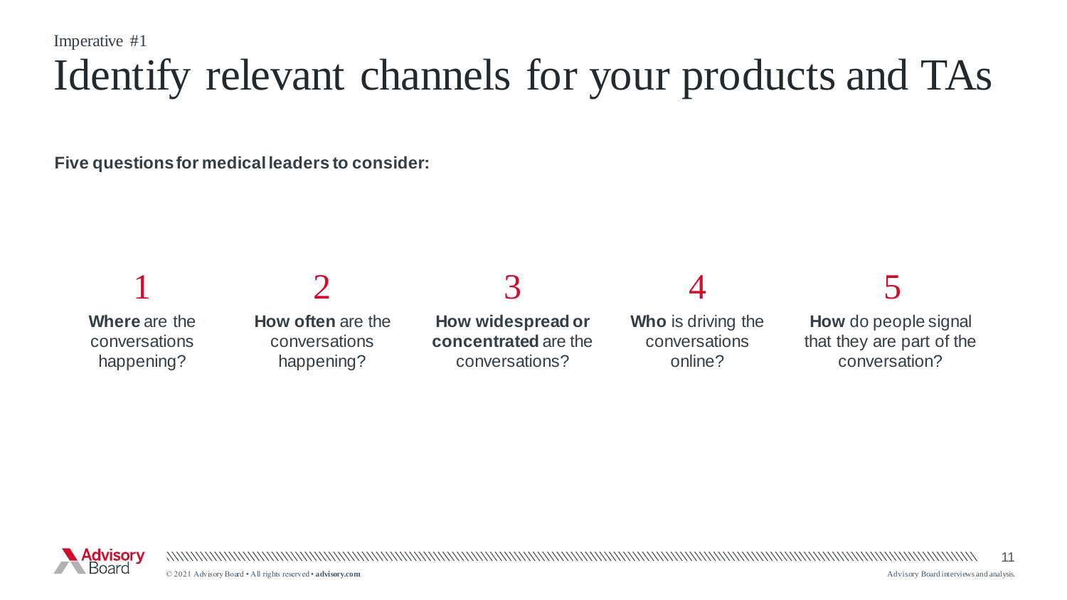Imperative #1

# Identify relevant channels for your products and TAs

**Five questions for medical leaders to consider:**

1. **Where** are the conversations happening?
2. **How often** are the conversations happening?
3. **How widespread or concentrated** are the conversations?
4. **Who** is driving the conversations online?
5. **How** do people signal that they are part of the conversation?

Advisory Board interviews and analysis.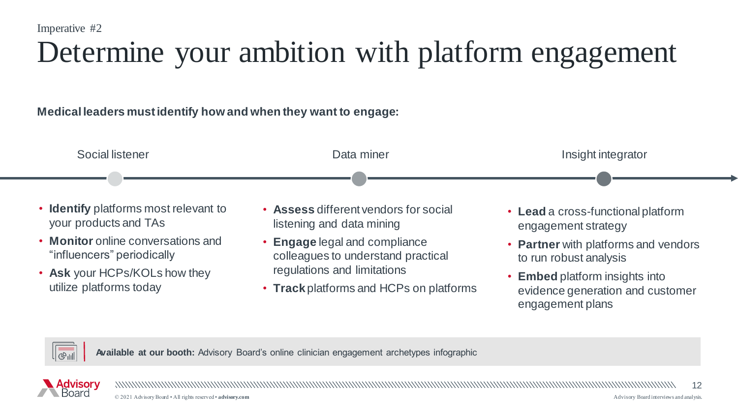Imperative #2

# Determine your ambition with platform engagement

**Medical leaders must identify how and when they want to engage:**

### Social listener

- **Identify** platforms most relevant to your products and TAs
- **Monitor** online conversations and “influencers” periodically
- **Ask** your HCPs/KOLs how they utilize platforms today

### Data miner

- **Assess** different vendors for social listening and data mining
- **Engage** legal and compliance colleagues to understand practical regulations and limitations
- **Track** platforms and HCPs on platforms

### Insight integrator

- **Lead** a cross-functional platform engagement strategy
- **Partner** with platforms and vendors to run robust analysis
- **Embed** platform insights into evidence generation and customer engagement plans

**Available at our booth:** Advisory Board’s online clinician engagement archetypes infographic

Advisory Board interviews and analysis.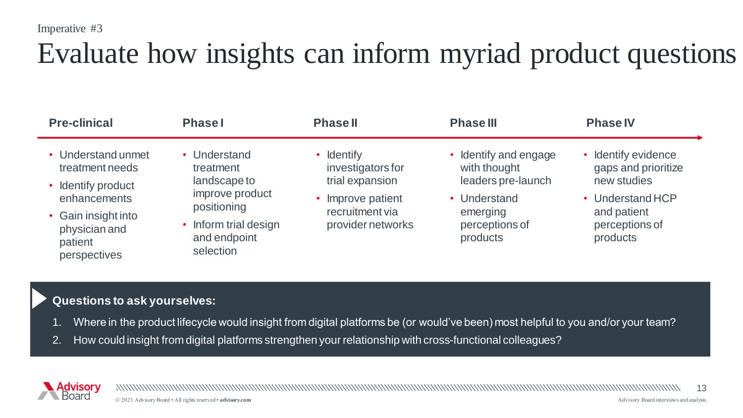Imperative #3

# Evaluate how insights can inform myriad product questions

| Pre-clinical | Phase I | Phase II | Phase III | Phase IV |
| --- | --- | --- | --- | --- |
| • Understand unmet treatment needs<br>• Identify product enhancements<br>• Gain insight into physician and patient perspectives | • Understand treatment landscape to improve product positioning<br>• Inform trial design and endpoint selection | • Identify investigators for trial expansion<br>• Improve patient recruitment via provider networks | • Identify and engage with thought leaders pre-launch<br>• Understand emerging perceptions of products | • Identify evidence gaps and prioritize new studies<br>• Understand HCP and patient perceptions of products |

**Questions to ask yourselves:**

1. Where in the product lifecycle would insight from digital platforms be (or would've been) most helpful to you and/or your team?
2. How could insight from digital platforms strengthen your relationship with cross-functional colleagues?

© 2021 Advisory Board • All rights reserved • **advisory.com**

Advisory Board interviews and analysis.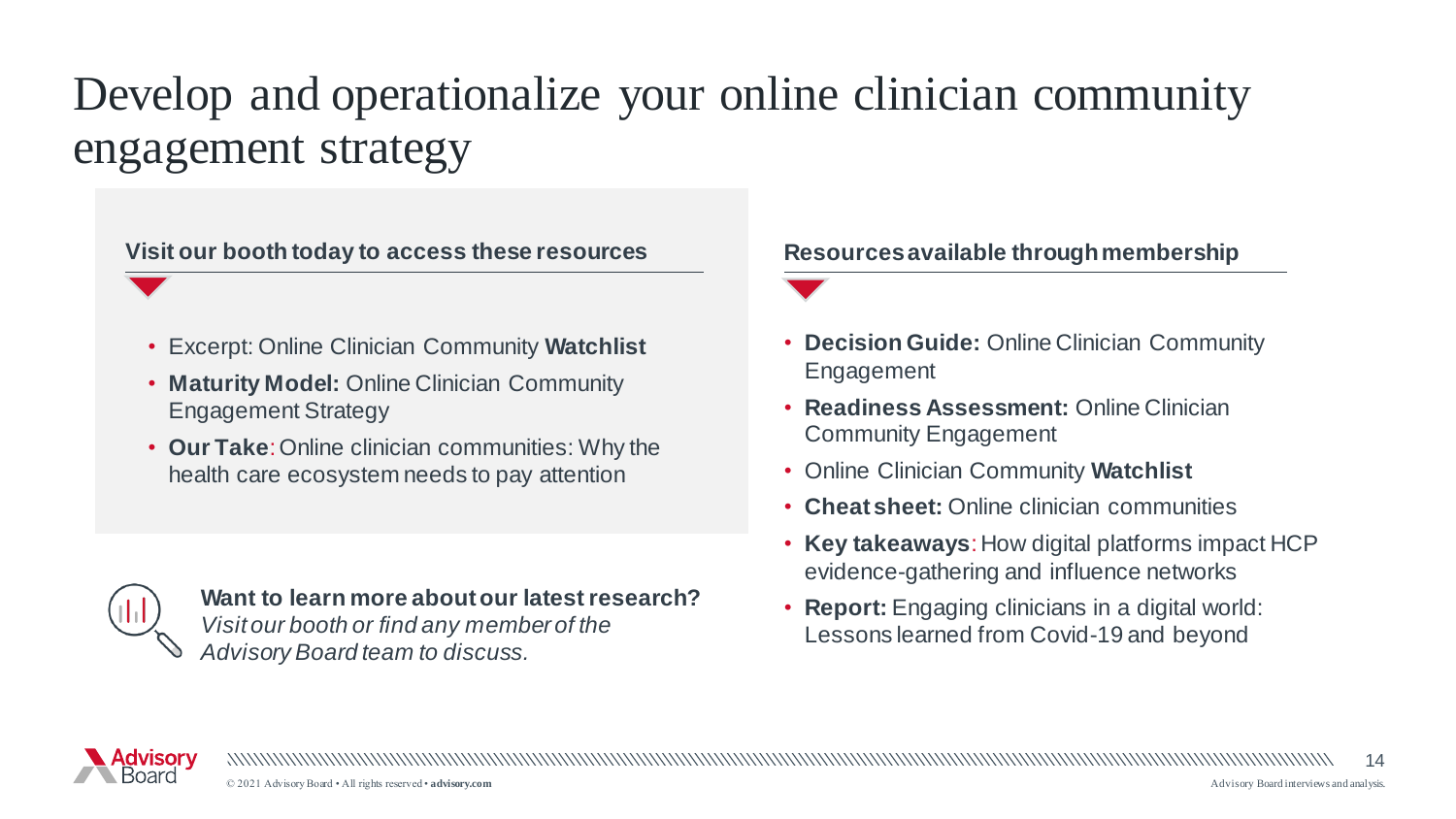# Develop and operationalize your online clinician community engagement strategy

### Visit our booth today to access these resources

- Excerpt: Online Clinician Community **Watchlist**
- **Maturity Model:** Online Clinician Community Engagement Strategy
- **Our Take**: Online clinician communities: Why the health care ecosystem needs to pay attention

**Want to learn more about our latest research?**
*Visit our booth or find any member of the Advisory Board team to discuss.*

### Resources available through membership

- **Decision Guide:** Online Clinician Community Engagement
- **Readiness Assessment:** Online Clinician Community Engagement
- Online Clinician Community **Watchlist**
- **Cheat sheet:** Online clinician communities
- **Key takeaways**: How digital platforms impact HCP evidence-gathering and influence networks
- **Report:** Engaging clinicians in a digital world: Lessons learned from Covid-19 and beyond

Advisory Board interviews and analysis.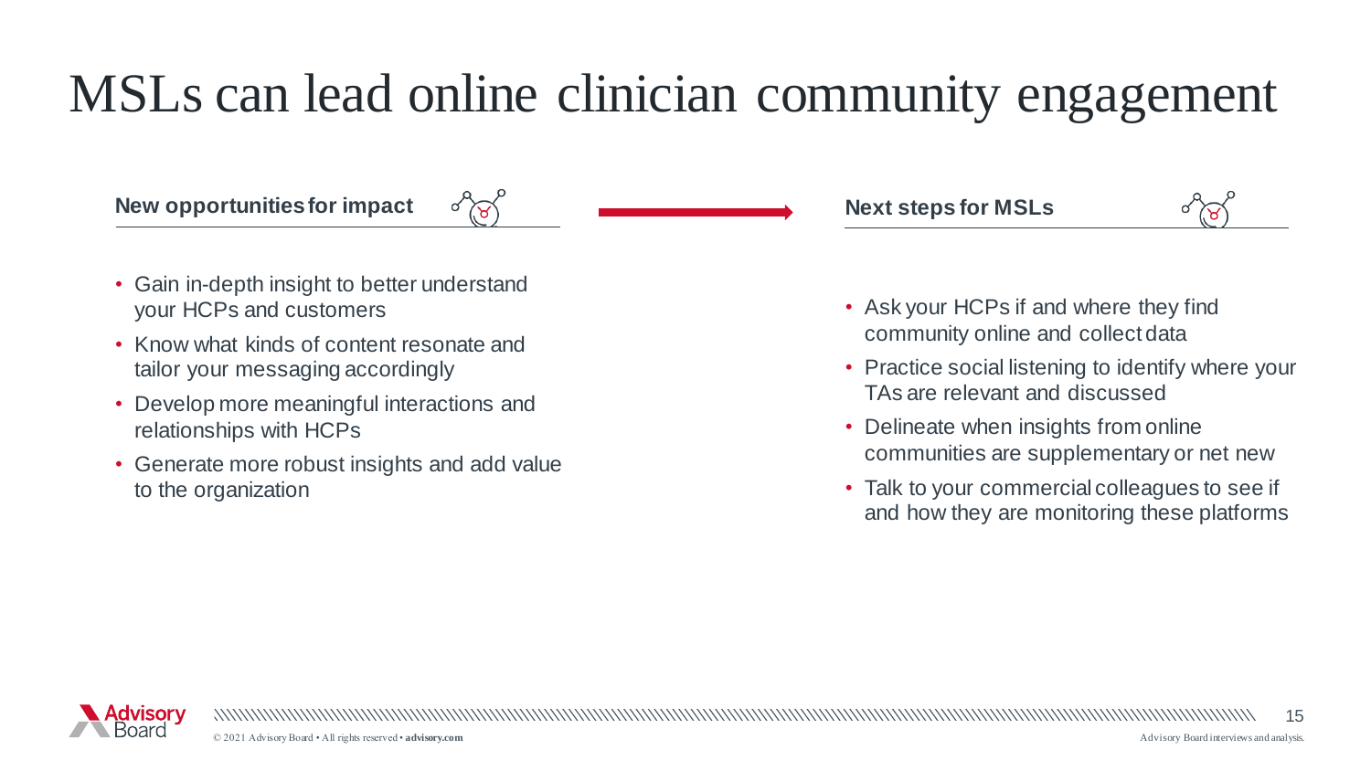# MSLs can lead online clinician community engagement

**New opportunities for impact**

- Gain in-depth insight to better understand your HCPs and customers
- Know what kinds of content resonate and tailor your messaging accordingly
- Develop more meaningful interactions and relationships with HCPs
- Generate more robust insights and add value to the organization

**Next steps for MSLs**

- Ask your HCPs if and where they find community online and collect data
- Practice social listening to identify where your TAs are relevant and discussed
- Delineate when insights from online communities are supplementary or net new
- Talk to your commercial colleagues to see if and how they are monitoring these platforms

Advisory Board interviews and analysis.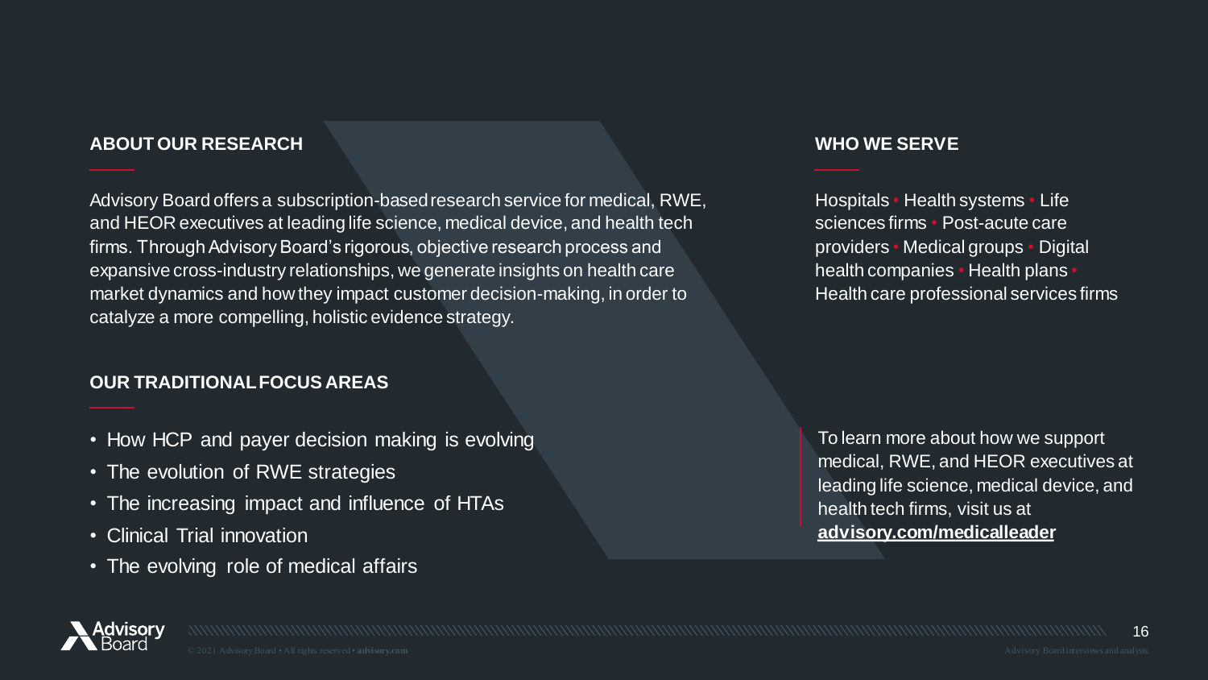## ABOUT OUR RESEARCH

Advisory Board offers a subscription-based research service for medical, RWE, and HEOR executives at leading life science, medical device, and health tech firms. Through Advisory Board's rigorous, objective research process and expansive cross-industry relationships, we generate insights on health care market dynamics and how they impact customer decision-making, in order to catalyze a more compelling, holistic evidence strategy.

## OUR TRADITIONAL FOCUS AREAS

- How HCP and payer decision making is evolving
- The evolution of RWE strategies
- The increasing impact and influence of HTAs
- Clinical Trial innovation
- The evolving role of medical affairs

## WHO WE SERVE

Hospitals • Health systems • Life sciences firms • Post-acute care providers • Medical groups • Digital health companies • Health plans • Health care professional services firms

To learn more about how we support medical, RWE, and HEOR executives at leading life science, medical device, and health tech firms, visit us at **advisory.com/medicalleader**

© 2021 Advisory Board • All rights reserved • advisory.com

Advisory Board interviews and analysis.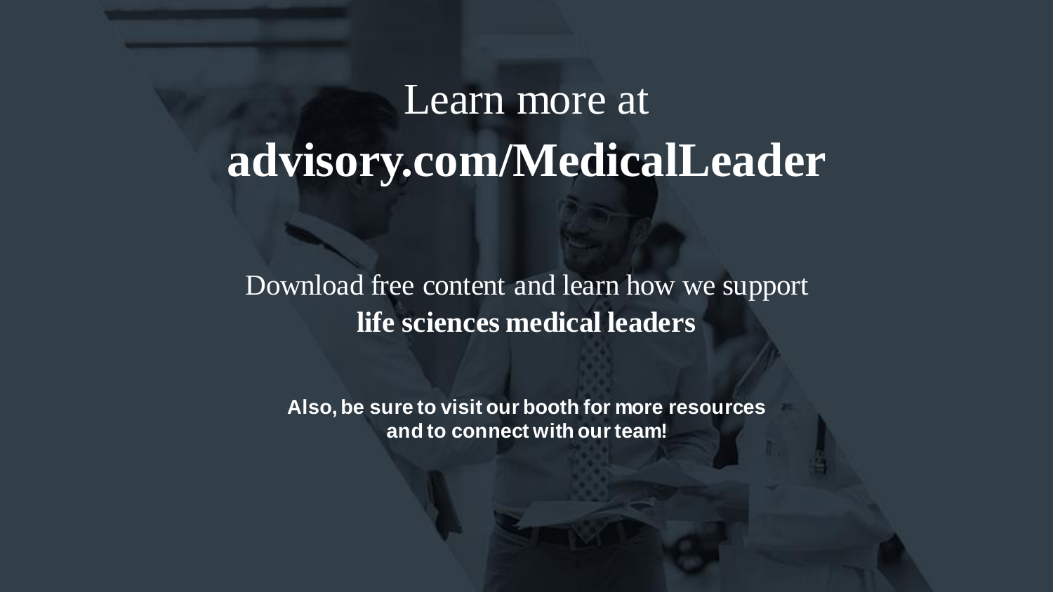Learn more at

# advisory.com/MedicalLeader

Download free content and learn how we support
**life sciences medical leaders**

**Also, be sure to visit our booth for more resources and to connect with our team!**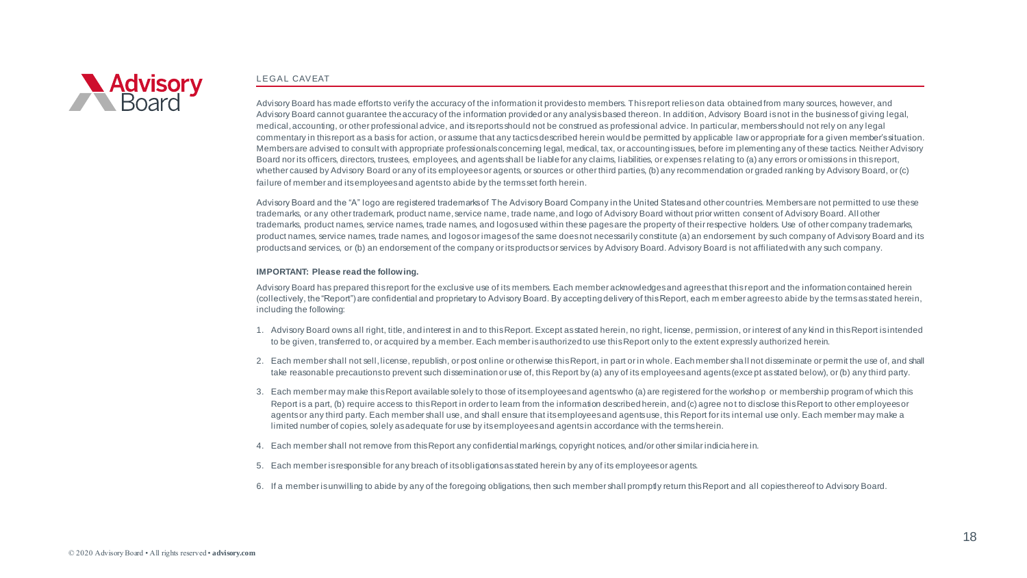## LEGAL CAVEAT

Advisory Board has made efforts to verify the accuracy of the information it provides to members. This report relies on data obtained from many sources, however, and Advisory Board cannot guarantee the accuracy of the information provided or any analysis based thereon. In addition, Advisory Board is not in the business of giving legal, medical, accounting, or other professional advice, and its reports should not be construed as professional advice. In particular, members should not rely on any legal commentary in this report as a basis for action, or assume that any tactics described herein would be permitted by applicable law or appropriate for a given member's situation. Members are advised to consult with appropriate professionals concerning legal, medical, tax, or accounting issues, before implementing any of these tactics. Neither Advisory Board nor its officers, directors, trustees, employees, and agents shall be liable for any claims, liabilities, or expenses relating to (a) any errors or omissions in this report, whether caused by Advisory Board or any of its employees or agents, or sources or other third parties, (b) any recommendation or graded ranking by Advisory Board, or (c) failure of member and its employees and agents to abide by the terms set forth herein.

Advisory Board and the "A" logo are registered trademarks of The Advisory Board Company in the United States and other countries. Members are not permitted to use these trademarks, or any other trademark, product name, service name, trade name, and logo of Advisory Board without prior written consent of Advisory Board. All other trademarks, product names, service names, trade names, and logos used within these pages are the property of their respective holders. Use of other company trademarks, product names, service names, trade names, and logos or images of the same does not necessarily constitute (a) an endorsement by such company of Advisory Board and its products and services, or (b) an endorsement of the company or its products or services by Advisory Board. Advisory Board is not affiliated with any such company.

**IMPORTANT: Please read the following.**

Advisory Board has prepared this report for the exclusive use of its members. Each member acknowledges and agrees that this report and the information contained herein (collectively, the "Report") are confidential and proprietary to Advisory Board. By accepting delivery of this Report, each member agrees to abide by the terms as stated herein, including the following:

1. Advisory Board owns all right, title, and interest in and to this Report. Except as stated herein, no right, license, permission, or interest of any kind in this Report is intended to be given, transferred to, or acquired by a member. Each member is authorized to use this Report only to the extent expressly authorized herein.
2. Each member shall not sell, license, republish, or post online or otherwise this Report, in part or in whole. Each member shall not disseminate or permit the use of, and shall take reasonable precautions to prevent such dissemination or use of, this Report by (a) any of its employees and agents (except as stated below), or (b) any third party.
3. Each member may make this Report available solely to those of its employees and agents who (a) are registered for the workshop or membership program of which this Report is a part, (b) require access to this Report in order to learn from the information described herein, and (c) agree not to disclose this Report to other employees or agents or any third party. Each member shall use, and shall ensure that its employees and agents use, this Report for its internal use only. Each member may make a limited number of copies, solely as adequate for use by its employees and agents in accordance with the terms herein.
4. Each member shall not remove from this Report any confidential markings, copyright notices, and/or other similar indicia herein.
5. Each member is responsible for any breach of its obligations as stated herein by any of its employees or agents.
6. If a member is unwilling to abide by any of the foregoing obligations, then such member shall promptly return this Report and all copies thereof to Advisory Board.

© 2020 Advisory Board • All rights reserved • **advisory.com**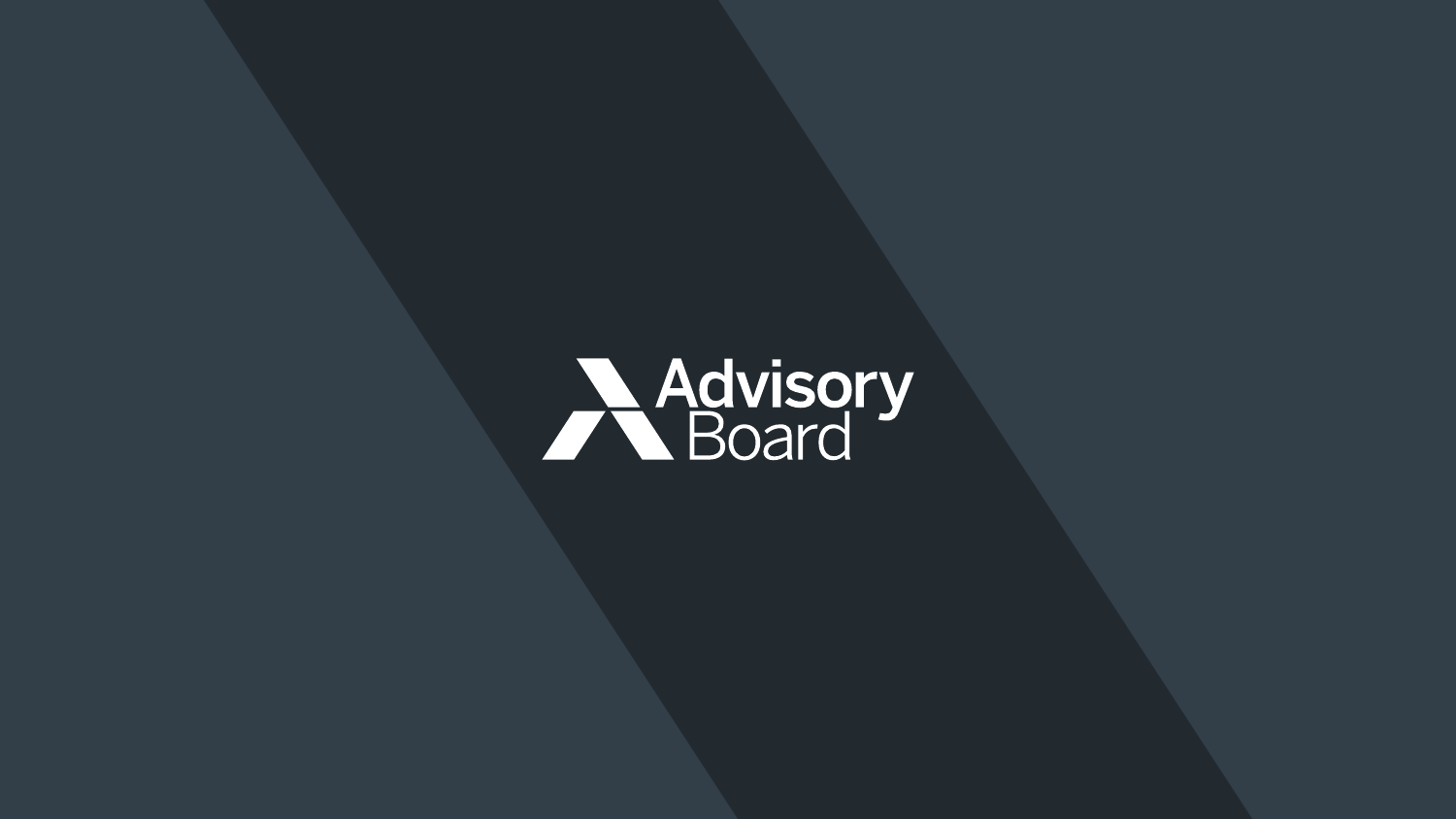Advisory Board